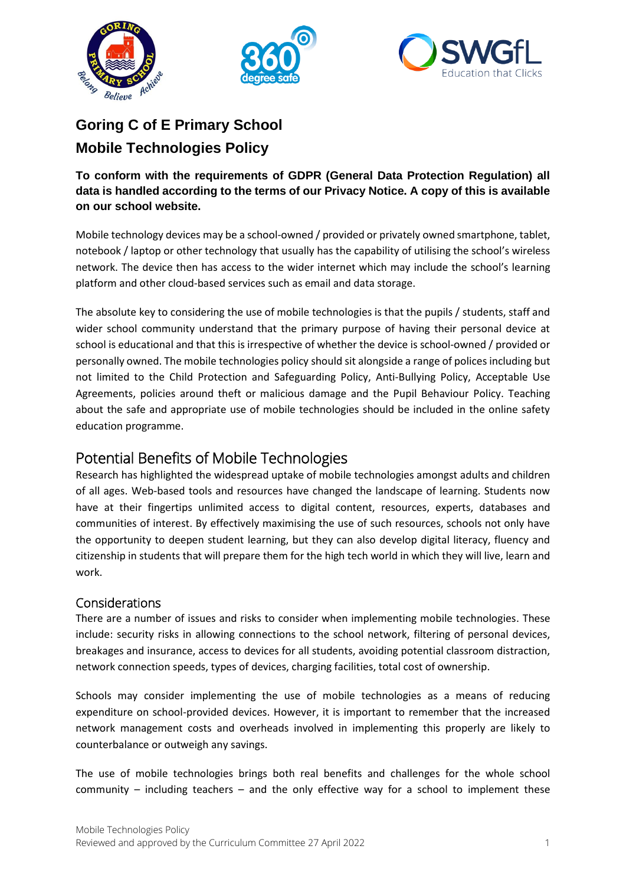# Goring C of E Primary School

# Mobile Technologies Policy

**To conform with the requirements of GDPR (General Data Protection Regulation) all data is handled according to the terms of our Privacy Notice. A copy of this is available on our school website.**

Mobile technology devices may be a school-owned / provided or privately owned smartphone, tablet, notebook / laptop or other technology that usually has the capability of utilising the school's wireless network. The device then has access to the wider internet which may include the school's learning platform and other cloud-based services such as email and data storage.

The absolute key to considering the use of mobile technologies is that the pupils / students, staff and wider school community understand that the primary purpose of having their personal device at school is educational and that this is irrespective of whether the device is school-owned / provided or personally owned. The mobile technologies policy should sit alongside a range of polices including but not limited to the Child Protection and Safeguarding Policy, Anti-Bullying Policy, Acceptable Use Agreements, policies around theft or malicious damage and the Pupil Behaviour Policy. Teaching about the safe and appropriate use of mobile technologies should be included in the online safety education programme.

## Potential Benefits of Mobile Technologies

Research has highlighted the widespread uptake of mobile technologies amongst adults and children of all ages. Web-based tools and resources have changed the landscape of learning. Students now have at their fingertips unlimited access to digital content, resources, experts, databases and communities of interest. By effectively maximising the use of such resources, schools not only have the opportunity to deepen student learning, but they can also develop digital literacy, fluency and citizenship in students that will prepare them for the high tech world in which they will live, learn and work.

### Considerations

There are a number of issues and risks to consider when implementing mobile technologies. These include: security risks in allowing connections to the school network, filtering of personal devices, breakages and insurance, access to devices for all students, avoiding potential classroom distraction, network connection speeds, types of devices, charging facilities, total cost of ownership.

Schools may consider implementing the use of mobile technologies as a means of reducing expenditure on school-provided devices. However, it is important to remember that the increased network management costs and overheads involved in implementing this properly are likely to counterbalance or outweigh any savings.

The use of mobile technologies brings both real benefits and challenges for the whole school community – including teachers – and the only effective way for a school to implement these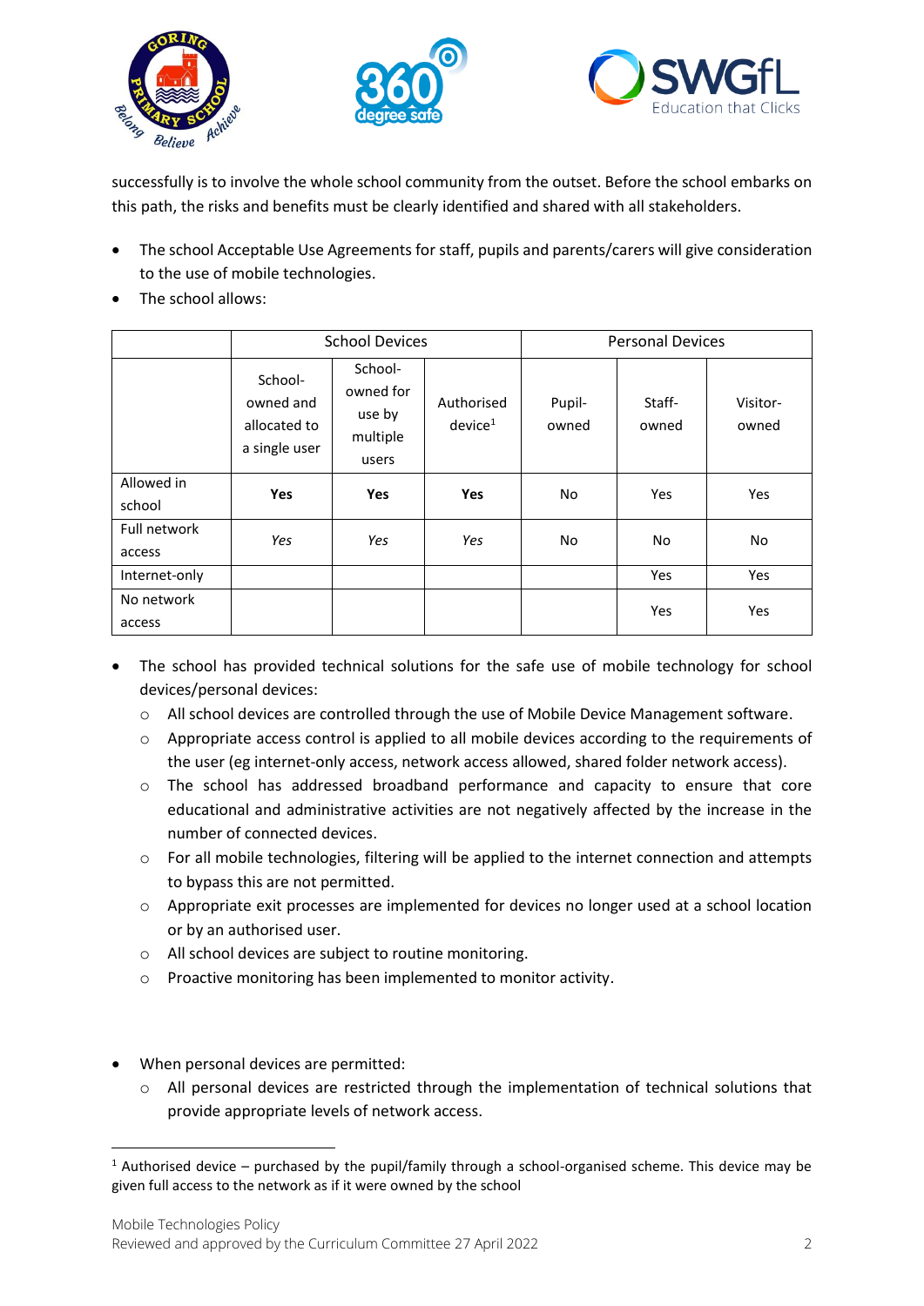successfully is to involve the whole school community from the outset. Before the school embarks on this path, the risks and benefits must be clearly identified and shared with all stakeholders.

- The school Acceptable Use Agreements for staff, pupils and parents/carers will give consideration to the use of mobile technologies.
- The school allows:

| | School Devices | | | Personal Devices | | |
|---|---|---|---|---|---|---|
| | School-owned and allocated to a single user | School-owned for use by multiple users | Authorised device[1] | Pupil-owned | Staff-owned | Visitor-owned |
| Allowed in school | **Yes** | **Yes** | **Yes** | No | Yes | Yes |
| Full network access | *Yes* | *Yes* | *Yes* | No | No | No |
| Internet-only | | | | | Yes | Yes |
| No network access | | | | | Yes | Yes |

- The school has provided technical solutions for the safe use of mobile technology for school devices/personal devices:
  - All school devices are controlled through the use of Mobile Device Management software.
  - Appropriate access control is applied to all mobile devices according to the requirements of the user (eg internet-only access, network access allowed, shared folder network access).
  - The school has addressed broadband performance and capacity to ensure that core educational and administrative activities are not negatively affected by the increase in the number of connected devices.
  - For all mobile technologies, filtering will be applied to the internet connection and attempts to bypass this are not permitted.
  - Appropriate exit processes are implemented for devices no longer used at a school location or by an authorised user.
  - All school devices are subject to routine monitoring.
  - Proactive monitoring has been implemented to monitor activity.

- When personal devices are permitted:
  - All personal devices are restricted through the implementation of technical solutions that provide appropriate levels of network access.

[1] Authorised device – purchased by the pupil/family through a school-organised scheme. This device may be given full access to the network as if it were owned by the school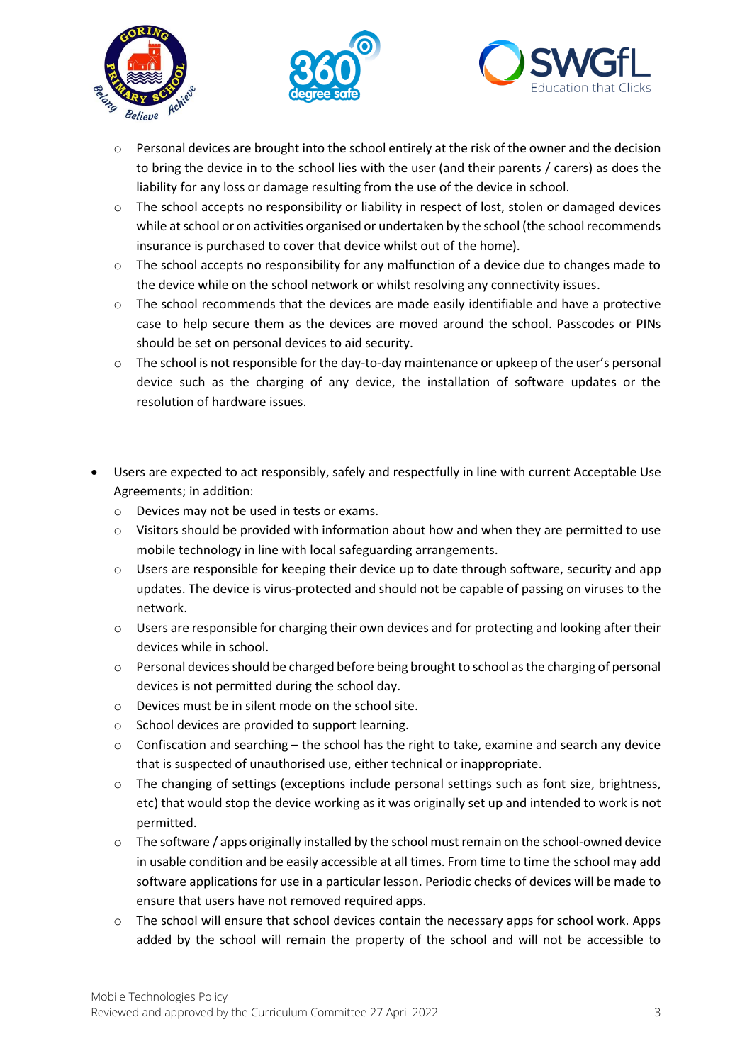- Personal devices are brought into the school entirely at the risk of the owner and the decision to bring the device in to the school lies with the user (and their parents / carers) as does the liability for any loss or damage resulting from the use of the device in school.
  - The school accepts no responsibility or liability in respect of lost, stolen or damaged devices while at school or on activities organised or undertaken by the school (the school recommends insurance is purchased to cover that device whilst out of the home).
  - The school accepts no responsibility for any malfunction of a device due to changes made to the device while on the school network or whilst resolving any connectivity issues.
  - The school recommends that the devices are made easily identifiable and have a protective case to help secure them as the devices are moved around the school. Passcodes or PINs should be set on personal devices to aid security.
  - The school is not responsible for the day-to-day maintenance or upkeep of the user's personal device such as the charging of any device, the installation of software updates or the resolution of hardware issues.

- Users are expected to act responsibly, safely and respectfully in line with current Acceptable Use Agreements; in addition:
  - Devices may not be used in tests or exams.
  - Visitors should be provided with information about how and when they are permitted to use mobile technology in line with local safeguarding arrangements.
  - Users are responsible for keeping their device up to date through software, security and app updates. The device is virus-protected and should not be capable of passing on viruses to the network.
  - Users are responsible for charging their own devices and for protecting and looking after their devices while in school.
  - Personal devices should be charged before being brought to school as the charging of personal devices is not permitted during the school day.
  - Devices must be in silent mode on the school site.
  - School devices are provided to support learning.
  - Confiscation and searching – the school has the right to take, examine and search any device that is suspected of unauthorised use, either technical or inappropriate.
  - The changing of settings (exceptions include personal settings such as font size, brightness, etc) that would stop the device working as it was originally set up and intended to work is not permitted.
  - The software / apps originally installed by the school must remain on the school-owned device in usable condition and be easily accessible at all times. From time to time the school may add software applications for use in a particular lesson. Periodic checks of devices will be made to ensure that users have not removed required apps.
  - The school will ensure that school devices contain the necessary apps for school work. Apps added by the school will remain the property of the school and will not be accessible to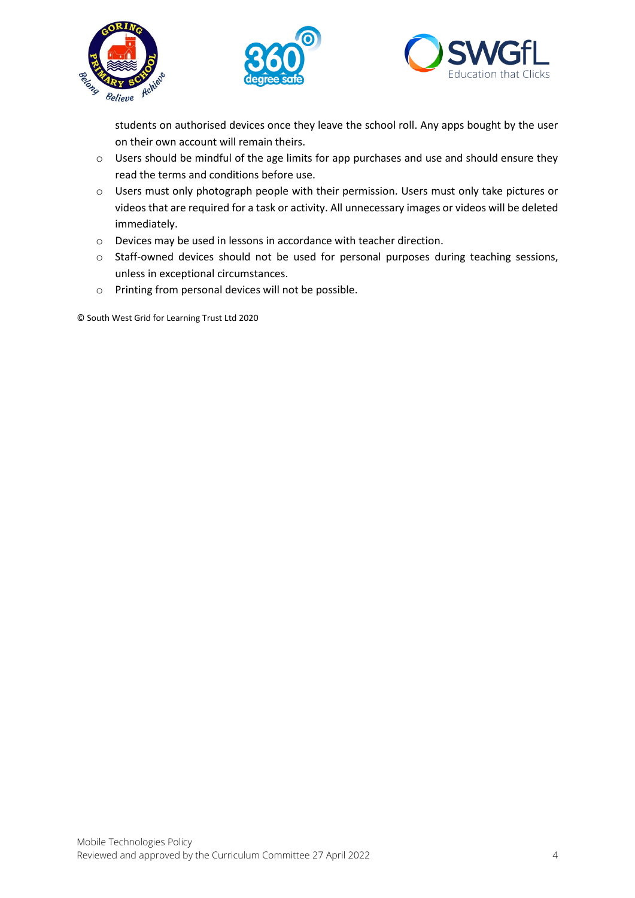students on authorised devices once they leave the school roll. Any apps bought by the user on their own account will remain theirs.

- Users should be mindful of the age limits for app purchases and use and should ensure they read the terms and conditions before use.
- Users must only photograph people with their permission. Users must only take pictures or videos that are required for a task or activity. All unnecessary images or videos will be deleted immediately.
- Devices may be used in lessons in accordance with teacher direction.
- Staff-owned devices should not be used for personal purposes during teaching sessions, unless in exceptional circumstances.
- Printing from personal devices will not be possible.

© South West Grid for Learning Trust Ltd 2020